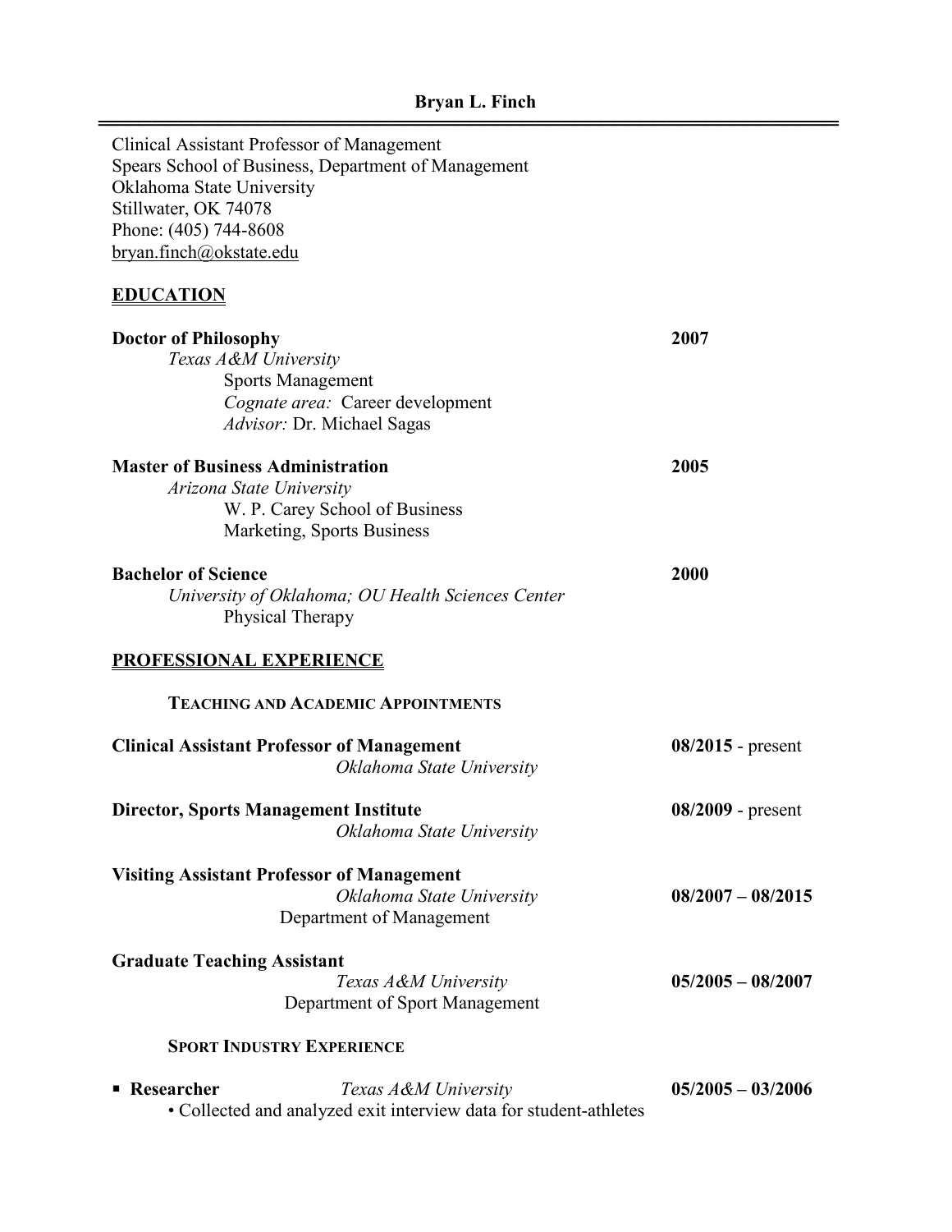# Bryan L. Finch

Clinical Assistant Professor of Management
Spears School of Business, Department of Management
Oklahoma State University
Stillwater, OK 74078
Phone: (405) 744-8608
bryan.finch@okstate.edu

## EDUCATION

**Doctor of Philosophy** **2007**
*Texas A&M University*
Sports Management
*Cognate area:* Career development
*Advisor:* Dr. Michael Sagas

**Master of Business Administration** **2005**
*Arizona State University*
W. P. Carey School of Business
Marketing, Sports Business

**Bachelor of Science** **2000**
*University of Oklahoma; OU Health Sciences Center*
Physical Therapy

## PROFESSIONAL EXPERIENCE

### TEACHING AND ACADEMIC APPOINTMENTS

**Clinical Assistant Professor of Management** **08/2015** - present
*Oklahoma State University*

**Director, Sports Management Institute** **08/2009** - present
*Oklahoma State University*

**Visiting Assistant Professor of Management** **08/2007 – 08/2015**
*Oklahoma State University*
Department of Management

**Graduate Teaching Assistant** **05/2005 – 08/2007**
*Texas A&M University*
Department of Sport Management

### SPORT INDUSTRY EXPERIENCE

- **Researcher** *Texas A&M University* **05/2005 – 03/2006**
  - Collected and analyzed exit interview data for student-athletes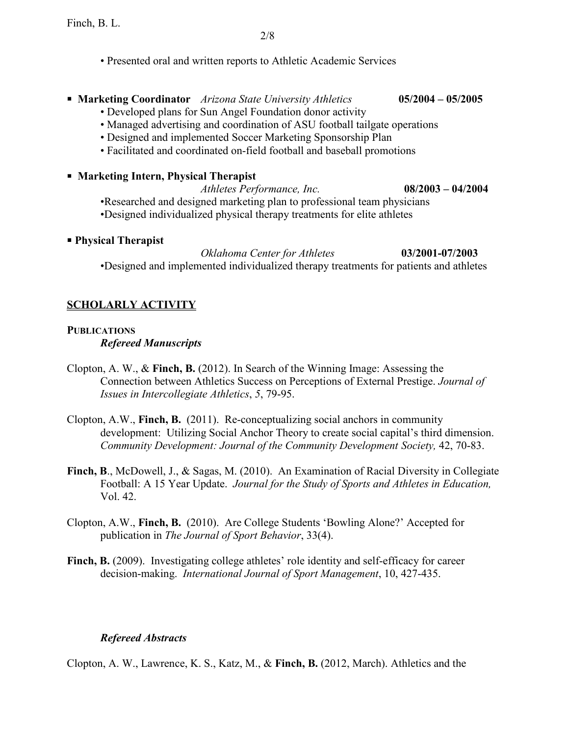- Presented oral and written reports to Athletic Academic Services

- **Marketing Coordinator** *Arizona State University Athletics* **05/2004 – 05/2005**
  - Developed plans for Sun Angel Foundation donor activity
  - Managed advertising and coordination of ASU football tailgate operations
  - Designed and implemented Soccer Marketing Sponsorship Plan
  - Facilitated and coordinated on-field football and baseball promotions

- **Marketing Intern, Physical Therapist**
  *Athletes Performance, Inc.* **08/2003 – 04/2004**
  - Researched and designed marketing plan to professional team physicians
  - Designed individualized physical therapy treatments for elite athletes

- **Physical Therapist**
  *Oklahoma Center for Athletes* **03/2001-07/2003**
  - Designed and implemented individualized therapy treatments for patients and athletes

## SCHOLARLY ACTIVITY

### PUBLICATIONS

#### *Refereed Manuscripts*

Clopton, A. W., & **Finch, B.** (2012). In Search of the Winning Image: Assessing the Connection between Athletics Success on Perceptions of External Prestige. *Journal of Issues in Intercollegiate Athletics*, *5*, 79-95.

Clopton, A.W., **Finch, B.** (2011). Re-conceptualizing social anchors in community development: Utilizing Social Anchor Theory to create social capital's third dimension. *Community Development: Journal of the Community Development Society,* 42, 70-83.

**Finch, B**., McDowell, J., & Sagas, M. (2010). An Examination of Racial Diversity in Collegiate Football: A 15 Year Update. *Journal for the Study of Sports and Athletes in Education,* Vol. 42.

Clopton, A.W., **Finch, B.** (2010). Are College Students 'Bowling Alone?' Accepted for publication in *The Journal of Sport Behavior*, 33(4).

**Finch, B.** (2009). Investigating college athletes' role identity and self-efficacy for career decision-making. *International Journal of Sport Management*, 10, 427-435.

#### *Refereed Abstracts*

Clopton, A. W., Lawrence, K. S., Katz, M., & **Finch, B.** (2012, March). Athletics and the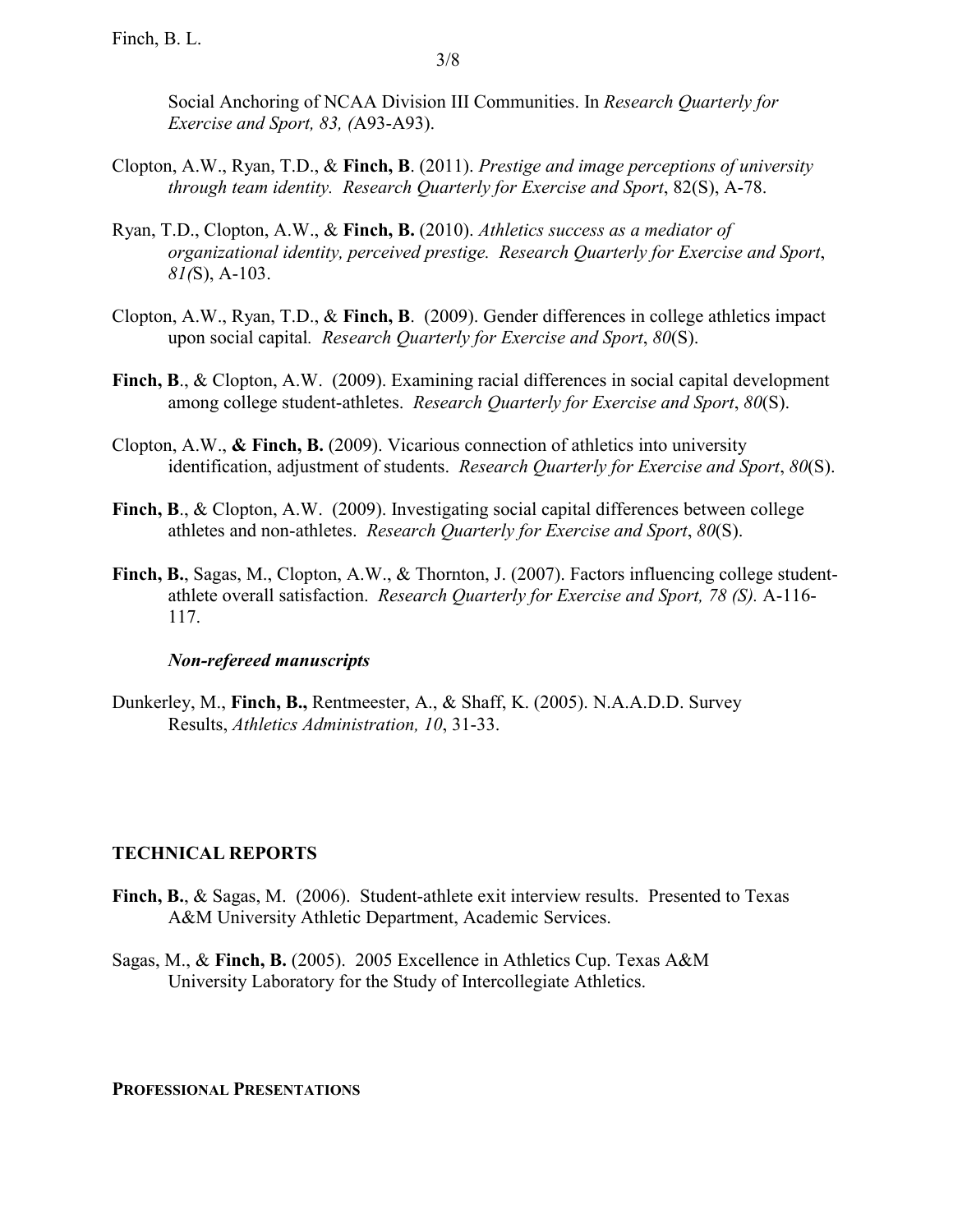Social Anchoring of NCAA Division III Communities. In *Research Quarterly for Exercise and Sport, 83, (*A93-A93).

Clopton, A.W., Ryan, T.D., & **Finch, B**. (2011). *Prestige and image perceptions of university through team identity. Research Quarterly for Exercise and Sport*, 82(S), A-78.

Ryan, T.D., Clopton, A.W., & **Finch, B.** (2010). *Athletics success as a mediator of organizational identity, perceived prestige. Research Quarterly for Exercise and Sport*, *81(*S), A-103.

Clopton, A.W., Ryan, T.D., & **Finch, B**. (2009). Gender differences in college athletics impact upon social capital. *Research Quarterly for Exercise and Sport*, *80*(S).

**Finch, B**., & Clopton, A.W. (2009). Examining racial differences in social capital development among college student-athletes. *Research Quarterly for Exercise and Sport*, *80*(S).

Clopton, A.W., **& Finch, B.** (2009). Vicarious connection of athletics into university identification, adjustment of students. *Research Quarterly for Exercise and Sport*, *80*(S).

**Finch, B**., & Clopton, A.W. (2009). Investigating social capital differences between college athletes and non-athletes. *Research Quarterly for Exercise and Sport*, *80*(S).

**Finch, B.**, Sagas, M., Clopton, A.W., & Thornton, J. (2007). Factors influencing college student-athlete overall satisfaction. *Research Quarterly for Exercise and Sport, 78 (S).* A-116-117.

***Non-refereed manuscripts***

Dunkerley, M., **Finch, B.,** Rentmeester, A., & Shaff, K. (2005). N.A.A.D.D. Survey Results, *Athletics Administration, 10*, 31-33.

## TECHNICAL REPORTS

**Finch, B.**, & Sagas, M. (2006). Student-athlete exit interview results. Presented to Texas A&M University Athletic Department, Academic Services.

Sagas, M., & **Finch, B.** (2005). 2005 Excellence in Athletics Cup. Texas A&M University Laboratory for the Study of Intercollegiate Athletics.

## PROFESSIONAL PRESENTATIONS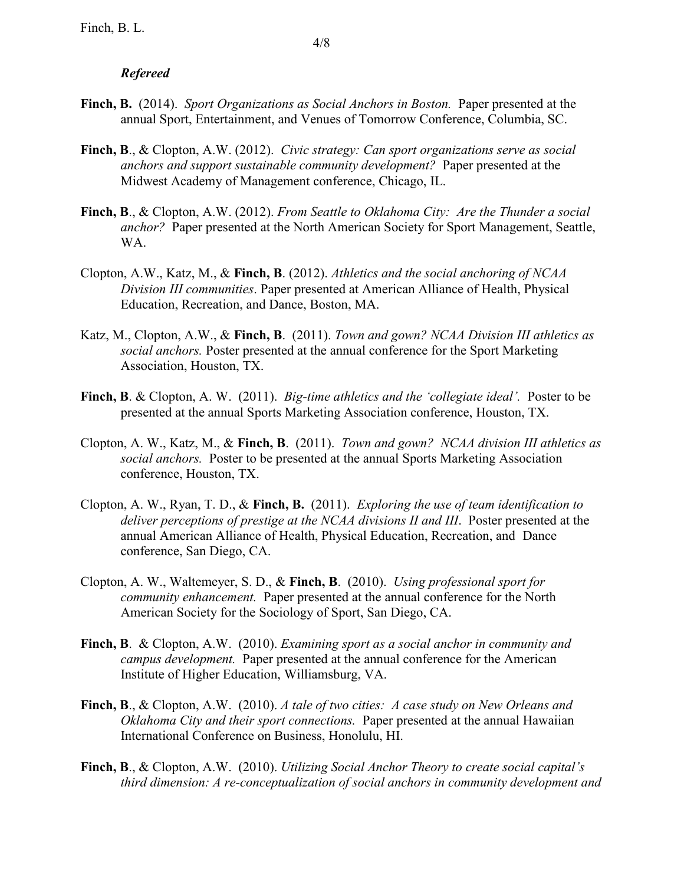***Refereed***

**Finch, B.** (2014). *Sport Organizations as Social Anchors in Boston.* Paper presented at the annual Sport, Entertainment, and Venues of Tomorrow Conference, Columbia, SC.

**Finch, B**., & Clopton, A.W. (2012). *Civic strategy: Can sport organizations serve as social anchors and support sustainable community development?* Paper presented at the Midwest Academy of Management conference, Chicago, IL.

**Finch, B**., & Clopton, A.W. (2012). *From Seattle to Oklahoma City: Are the Thunder a social anchor?* Paper presented at the North American Society for Sport Management, Seattle, WA.

Clopton, A.W., Katz, M., & **Finch, B**. (2012). *Athletics and the social anchoring of NCAA Division III communities*. Paper presented at American Alliance of Health, Physical Education, Recreation, and Dance, Boston, MA.

Katz, M., Clopton, A.W., & **Finch, B**. (2011). *Town and gown? NCAA Division III athletics as social anchors.* Poster presented at the annual conference for the Sport Marketing Association, Houston, TX.

**Finch, B**. & Clopton, A. W. (2011). *Big-time athletics and the 'collegiate ideal'.* Poster to be presented at the annual Sports Marketing Association conference, Houston, TX.

Clopton, A. W., Katz, M., & **Finch, B**. (2011). *Town and gown? NCAA division III athletics as social anchors.* Poster to be presented at the annual Sports Marketing Association conference, Houston, TX.

Clopton, A. W., Ryan, T. D., & **Finch, B.** (2011). *Exploring the use of team identification to deliver perceptions of prestige at the NCAA divisions II and III*. Poster presented at the annual American Alliance of Health, Physical Education, Recreation, and Dance conference, San Diego, CA.

Clopton, A. W., Waltemeyer, S. D., & **Finch, B**. (2010). *Using professional sport for community enhancement.* Paper presented at the annual conference for the North American Society for the Sociology of Sport, San Diego, CA.

**Finch, B**. & Clopton, A.W. (2010). *Examining sport as a social anchor in community and campus development.* Paper presented at the annual conference for the American Institute of Higher Education, Williamsburg, VA.

**Finch, B**., & Clopton, A.W. (2010). *A tale of two cities: A case study on New Orleans and Oklahoma City and their sport connections.* Paper presented at the annual Hawaiian International Conference on Business, Honolulu, HI.

**Finch, B**., & Clopton, A.W. (2010). *Utilizing Social Anchor Theory to create social capital's third dimension: A re-conceptualization of social anchors in community development and*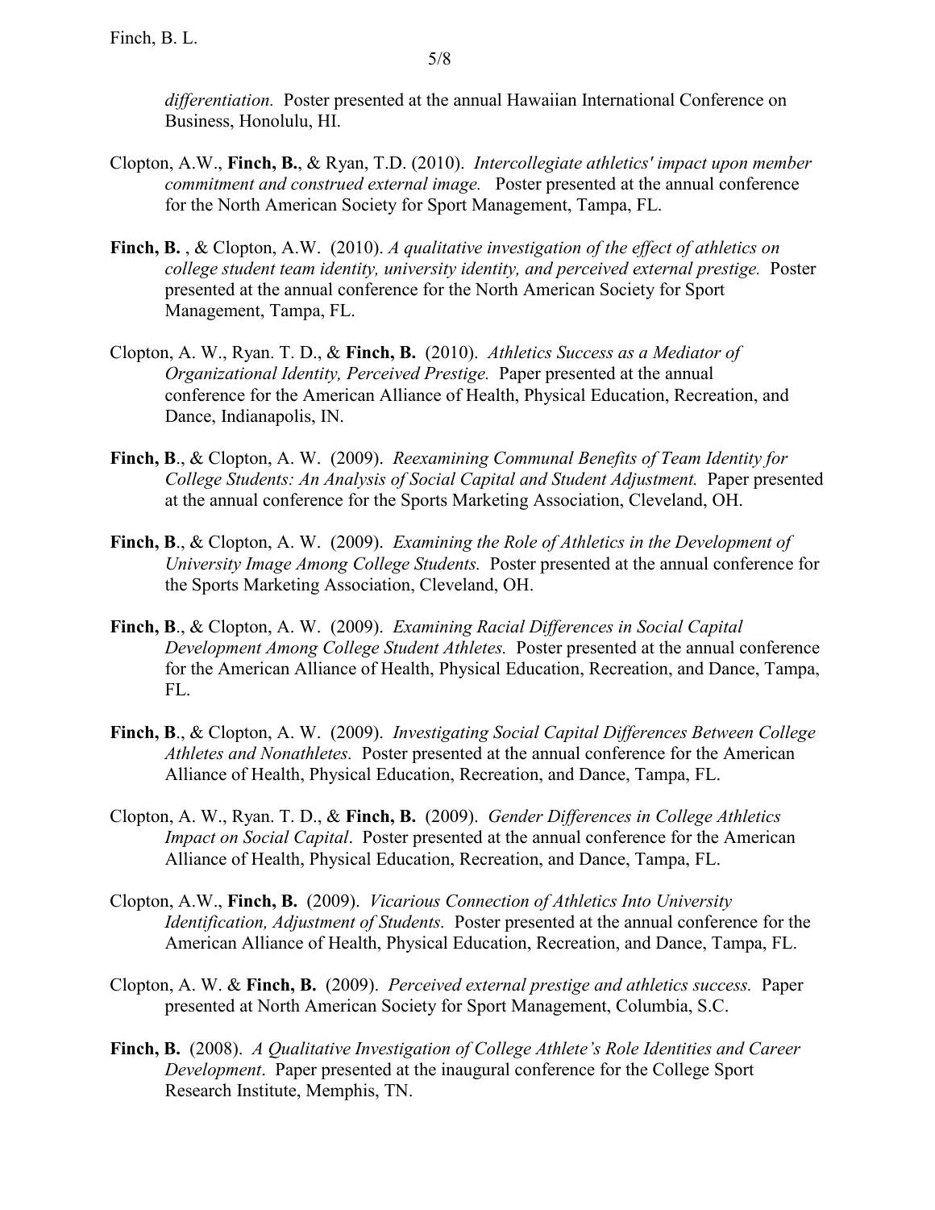*differentiation.* Poster presented at the annual Hawaiian International Conference on Business, Honolulu, HI.

Clopton, A.W., **Finch, B.**, & Ryan, T.D. (2010). *Intercollegiate athletics' impact upon member commitment and construed external image.* Poster presented at the annual conference for the North American Society for Sport Management, Tampa, FL.

**Finch, B.** , & Clopton, A.W. (2010). *A qualitative investigation of the effect of athletics on college student team identity, university identity, and perceived external prestige.* Poster presented at the annual conference for the North American Society for Sport Management, Tampa, FL.

Clopton, A. W., Ryan. T. D., & **Finch, B.** (2010). *Athletics Success as a Mediator of Organizational Identity, Perceived Prestige.* Paper presented at the annual conference for the American Alliance of Health, Physical Education, Recreation, and Dance, Indianapolis, IN.

**Finch, B**., & Clopton, A. W. (2009). *Reexamining Communal Benefits of Team Identity for College Students: An Analysis of Social Capital and Student Adjustment.* Paper presented at the annual conference for the Sports Marketing Association, Cleveland, OH.

**Finch, B**., & Clopton, A. W. (2009). *Examining the Role of Athletics in the Development of University Image Among College Students.* Poster presented at the annual conference for the Sports Marketing Association, Cleveland, OH.

**Finch, B**., & Clopton, A. W. (2009). *Examining Racial Differences in Social Capital Development Among College Student Athletes.* Poster presented at the annual conference for the American Alliance of Health, Physical Education, Recreation, and Dance, Tampa, FL.

**Finch, B**., & Clopton, A. W. (2009). *Investigating Social Capital Differences Between College Athletes and Nonathletes.* Poster presented at the annual conference for the American Alliance of Health, Physical Education, Recreation, and Dance, Tampa, FL.

Clopton, A. W., Ryan. T. D., & **Finch, B.** (2009). *Gender Differences in College Athletics Impact on Social Capital*. Poster presented at the annual conference for the American Alliance of Health, Physical Education, Recreation, and Dance, Tampa, FL.

Clopton, A.W., **Finch, B.** (2009). *Vicarious Connection of Athletics Into University Identification, Adjustment of Students.* Poster presented at the annual conference for the American Alliance of Health, Physical Education, Recreation, and Dance, Tampa, FL.

Clopton, A. W. & **Finch, B.** (2009). *Perceived external prestige and athletics success.* Paper presented at North American Society for Sport Management, Columbia, S.C.

**Finch, B.** (2008). *A Qualitative Investigation of College Athlete's Role Identities and Career Development*. Paper presented at the inaugural conference for the College Sport Research Institute, Memphis, TN.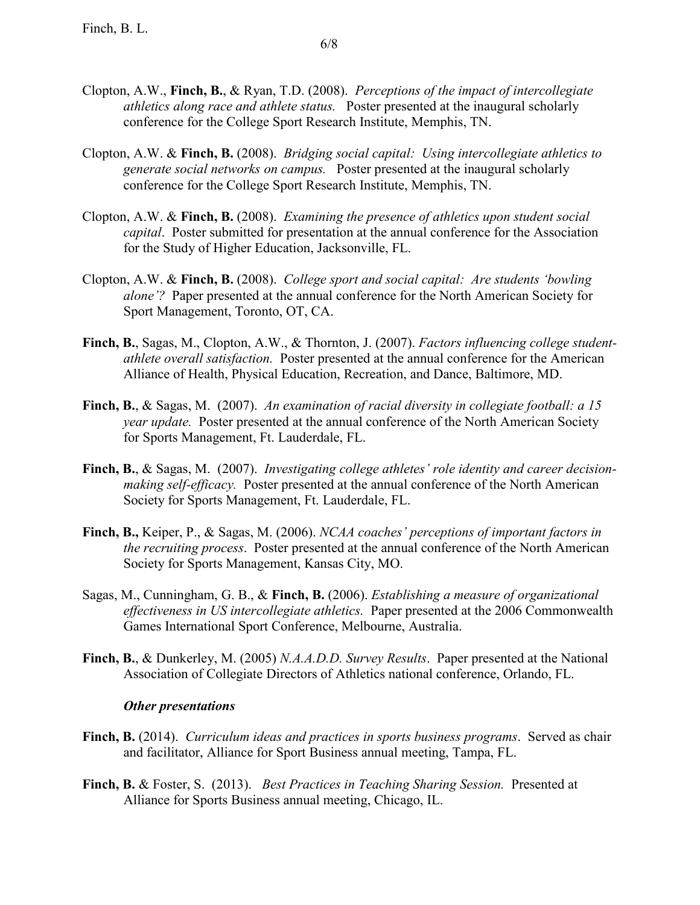Clopton, A.W., **Finch, B.**, & Ryan, T.D. (2008). *Perceptions of the impact of intercollegiate athletics along race and athlete status.* Poster presented at the inaugural scholarly conference for the College Sport Research Institute, Memphis, TN.

Clopton, A.W. & **Finch, B.** (2008). *Bridging social capital: Using intercollegiate athletics to generate social networks on campus.* Poster presented at the inaugural scholarly conference for the College Sport Research Institute, Memphis, TN.

Clopton, A.W. & **Finch, B.** (2008). *Examining the presence of athletics upon student social capital*. Poster submitted for presentation at the annual conference for the Association for the Study of Higher Education, Jacksonville, FL.

Clopton, A.W. & **Finch, B.** (2008). *College sport and social capital: Are students 'bowling alone'?* Paper presented at the annual conference for the North American Society for Sport Management, Toronto, OT, CA.

**Finch, B.**, Sagas, M., Clopton, A.W., & Thornton, J. (2007). *Factors influencing college student-athlete overall satisfaction.* Poster presented at the annual conference for the American Alliance of Health, Physical Education, Recreation, and Dance, Baltimore, MD.

**Finch, B.**, & Sagas, M. (2007). *An examination of racial diversity in collegiate football: a 15 year update.* Poster presented at the annual conference of the North American Society for Sports Management, Ft. Lauderdale, FL.

**Finch, B.**, & Sagas, M. (2007). *Investigating college athletes' role identity and career decision-making self-efficacy.* Poster presented at the annual conference of the North American Society for Sports Management, Ft. Lauderdale, FL.

**Finch, B.,** Keiper, P., & Sagas, M. (2006). *NCAA coaches' perceptions of important factors in the recruiting process*. Poster presented at the annual conference of the North American Society for Sports Management, Kansas City, MO.

Sagas, M., Cunningham, G. B., & **Finch, B.** (2006). *Establishing a measure of organizational effectiveness in US intercollegiate athletics.* Paper presented at the 2006 Commonwealth Games International Sport Conference, Melbourne, Australia.

**Finch, B.**, & Dunkerley, M. (2005) *N.A.A.D.D. Survey Results*. Paper presented at the National Association of Collegiate Directors of Athletics national conference, Orlando, FL.

***Other presentations***

**Finch, B.** (2014). *Curriculum ideas and practices in sports business programs*. Served as chair and facilitator, Alliance for Sport Business annual meeting, Tampa, FL.

**Finch, B.** & Foster, S. (2013). *Best Practices in Teaching Sharing Session.* Presented at Alliance for Sports Business annual meeting, Chicago, IL.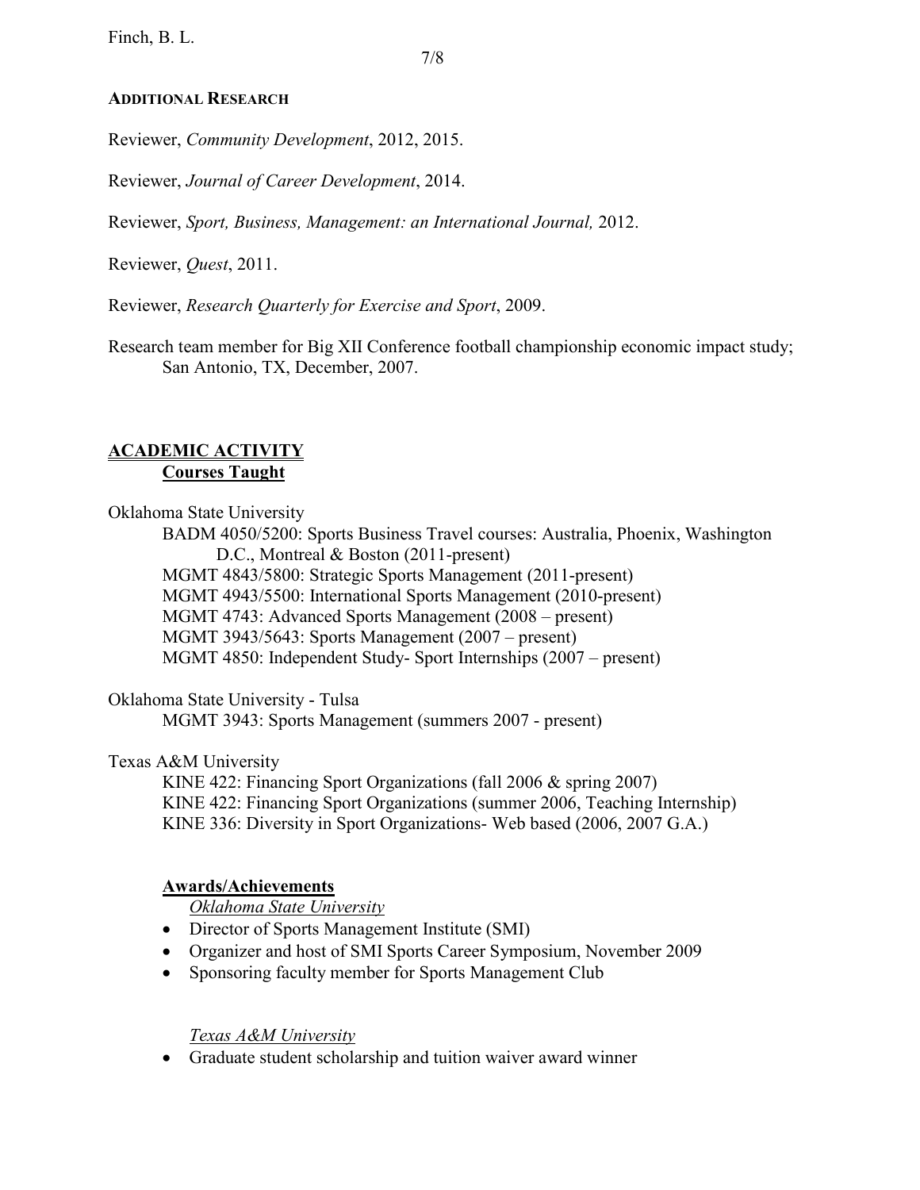## ADDITIONAL RESEARCH

Reviewer, *Community Development*, 2012, 2015.

Reviewer, *Journal of Career Development*, 2014.

Reviewer, *Sport, Business, Management: an International Journal,* 2012.

Reviewer, *Quest*, 2011.

Reviewer, *Research Quarterly for Exercise and Sport*, 2009.

Research team member for Big XII Conference football championship economic impact study; San Antonio, TX, December, 2007.

## ACADEMIC ACTIVITY

### Courses Taught

Oklahoma State University

- BADM 4050/5200: Sports Business Travel courses: Australia, Phoenix, Washington D.C., Montreal & Boston (2011-present)
- MGMT 4843/5800: Strategic Sports Management (2011-present)
- MGMT 4943/5500: International Sports Management (2010-present)
- MGMT 4743: Advanced Sports Management (2008 – present)
- MGMT 3943/5643: Sports Management (2007 – present)
- MGMT 4850: Independent Study- Sport Internships (2007 – present)

Oklahoma State University - Tulsa

- MGMT 3943: Sports Management (summers 2007 - present)

Texas A&M University

- KINE 422: Financing Sport Organizations (fall 2006 & spring 2007)
- KINE 422: Financing Sport Organizations (summer 2006, Teaching Internship)
- KINE 336: Diversity in Sport Organizations- Web based (2006, 2007 G.A.)

### Awards/Achievements

*Oklahoma State University*

- Director of Sports Management Institute (SMI)
- Organizer and host of SMI Sports Career Symposium, November 2009
- Sponsoring faculty member for Sports Management Club

*Texas A&M University*

- Graduate student scholarship and tuition waiver award winner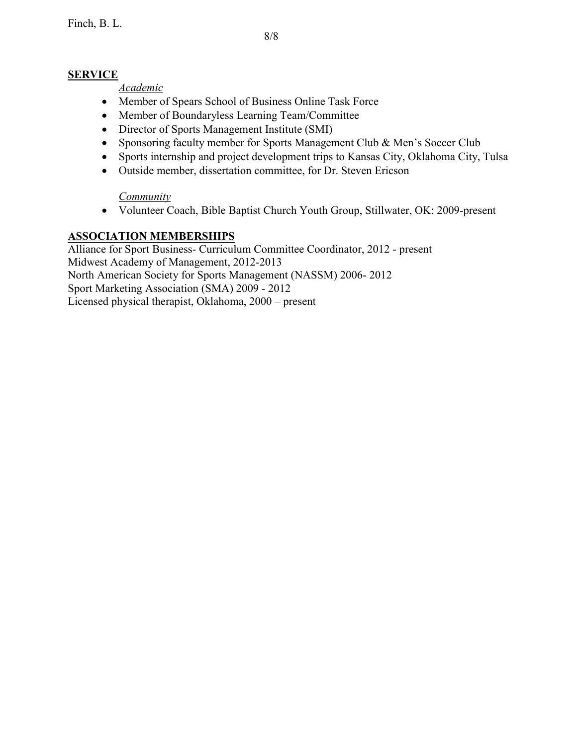## SERVICE

*Academic*

- Member of Spears School of Business Online Task Force
- Member of Boundaryless Learning Team/Committee
- Director of Sports Management Institute (SMI)
- Sponsoring faculty member for Sports Management Club & Men's Soccer Club
- Sports internship and project development trips to Kansas City, Oklahoma City, Tulsa
- Outside member, dissertation committee, for Dr. Steven Ericson

*Community*

- Volunteer Coach, Bible Baptist Church Youth Group, Stillwater, OK: 2009-present

## ASSOCIATION MEMBERSHIPS

Alliance for Sport Business- Curriculum Committee Coordinator, 2012 - present
Midwest Academy of Management, 2012-2013
North American Society for Sports Management (NASSM) 2006- 2012
Sport Marketing Association (SMA) 2009 - 2012
Licensed physical therapist, Oklahoma, 2000 – present